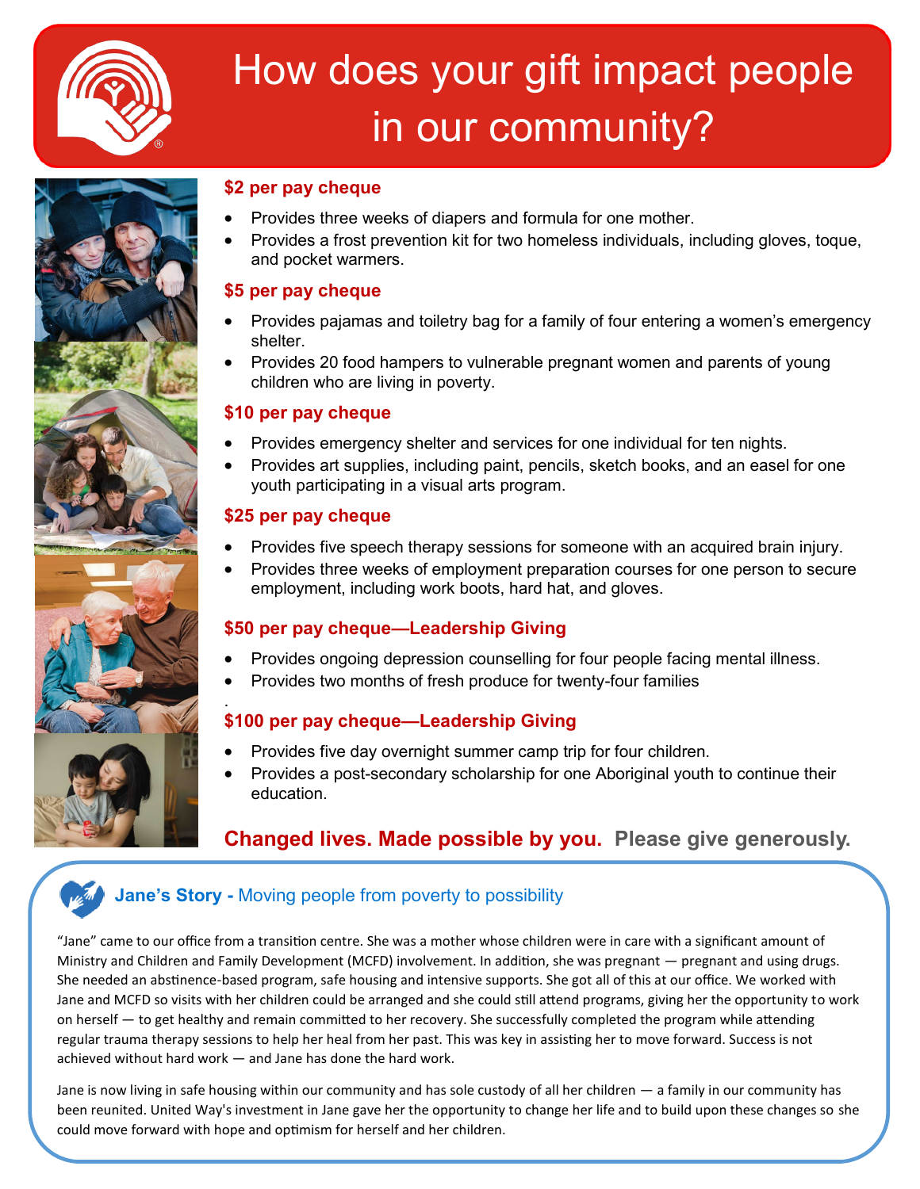# How does your gift impact people in our community?

### $2 per pay cheque

- Provides three weeks of diapers and formula for one mother.
- Provides a frost prevention kit for two homeless individuals, including gloves, toque, and pocket warmers.

### $5 per pay cheque

- Provides pajamas and toiletry bag for a family of four entering a women's emergency shelter.
- Provides 20 food hampers to vulnerable pregnant women and parents of young children who are living in poverty.

### $10 per pay cheque

- Provides emergency shelter and services for one individual for ten nights.
- Provides art supplies, including paint, pencils, sketch books, and an easel for one youth participating in a visual arts program.

### $25 per pay cheque

- Provides five speech therapy sessions for someone with an acquired brain injury.
- Provides three weeks of employment preparation courses for one person to secure employment, including work boots, hard hat, and gloves.

### $50 per pay cheque—Leadership Giving

- Provides ongoing depression counselling for four people facing mental illness.
- Provides two months of fresh produce for twenty-four families

.

### $100 per pay cheque—Leadership Giving

- Provides five day overnight summer camp trip for four children.
- Provides a post-secondary scholarship for one Aboriginal youth to continue their education.

**Changed lives. Made possible by you. Please give generously.**

## Jane's Story - Moving people from poverty to possibility

"Jane" came to our office from a transition centre. She was a mother whose children were in care with a significant amount of Ministry and Children and Family Development (MCFD) involvement. In addition, she was pregnant — pregnant and using drugs. She needed an abstinence-based program, safe housing and intensive supports. She got all of this at our office. We worked with Jane and MCFD so visits with her children could be arranged and she could still attend programs, giving her the opportunity to work on herself — to get healthy and remain committed to her recovery. She successfully completed the program while attending regular trauma therapy sessions to help her heal from her past. This was key in assisting her to move forward. Success is not achieved without hard work — and Jane has done the hard work.

Jane is now living in safe housing within our community and has sole custody of all her children — a family in our community has been reunited. United Way's investment in Jane gave her the opportunity to change her life and to build upon these changes so she could move forward with hope and optimism for herself and her children.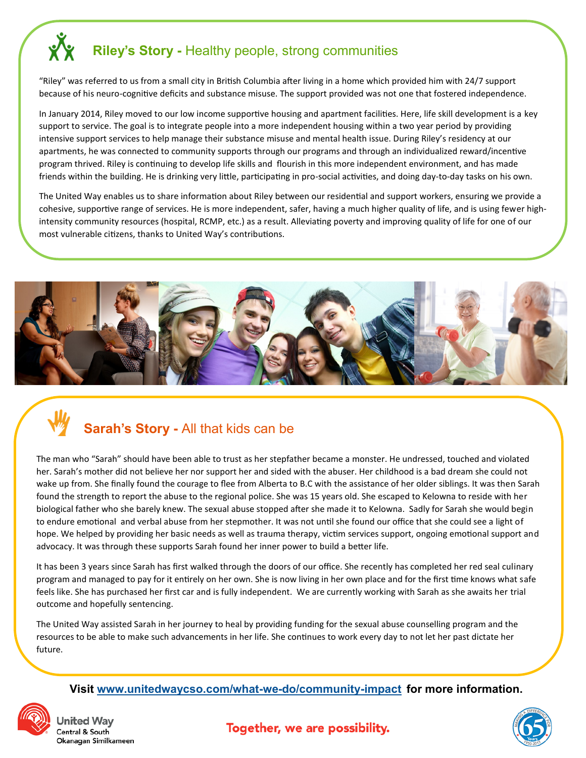## Riley's Story - Healthy people, strong communities

"Riley" was referred to us from a small city in British Columbia after living in a home which provided him with 24/7 support because of his neuro-cognitive deficits and substance misuse. The support provided was not one that fostered independence.

In January 2014, Riley moved to our low income supportive housing and apartment facilities. Here, life skill development is a key support to service. The goal is to integrate people into a more independent housing within a two year period by providing intensive support services to help manage their substance misuse and mental health issue. During Riley's residency at our apartments, he was connected to community supports through our programs and through an individualized reward/incentive program thrived. Riley is continuing to develop life skills and flourish in this more independent environment, and has made friends within the building. He is drinking very little, participating in pro-social activities, and doing day-to-day tasks on his own.

The United Way enables us to share information about Riley between our residential and support workers, ensuring we provide a cohesive, supportive range of services. He is more independent, safer, having a much higher quality of life, and is using fewer high-intensity community resources (hospital, RCMP, etc.) as a result. Alleviating poverty and improving quality of life for one of our most vulnerable citizens, thanks to United Way's contributions.

## Sarah's Story - All that kids can be

The man who "Sarah" should have been able to trust as her stepfather became a monster. He undressed, touched and violated her. Sarah's mother did not believe her nor support her and sided with the abuser. Her childhood is a bad dream she could not wake up from. She finally found the courage to flee from Alberta to B.C with the assistance of her older siblings. It was then Sarah found the strength to report the abuse to the regional police. She was 15 years old. She escaped to Kelowna to reside with her biological father who she barely knew. The sexual abuse stopped after she made it to Kelowna. Sadly for Sarah she would begin to endure emotional and verbal abuse from her stepmother. It was not until she found our office that she could see a light of hope. We helped by providing her basic needs as well as trauma therapy, victim services support, ongoing emotional support and advocacy. It was through these supports Sarah found her inner power to build a better life.

It has been 3 years since Sarah has first walked through the doors of our office. She recently has completed her red seal culinary program and managed to pay for it entirely on her own. She is now living in her own place and for the first time knows what safe feels like. She has purchased her first car and is fully independent. We are currently working with Sarah as she awaits her trial outcome and hopefully sentencing.

The United Way assisted Sarah in her journey to heal by providing funding for the sexual abuse counselling program and the resources to be able to make such advancements in her life. She continues to work every day to not let her past dictate her future.

**Visit www.unitedwaycso.com/what-we-do/community-impact for more information.**

United Way Central & South Okanagan Similkameen

Together, we are possibility.